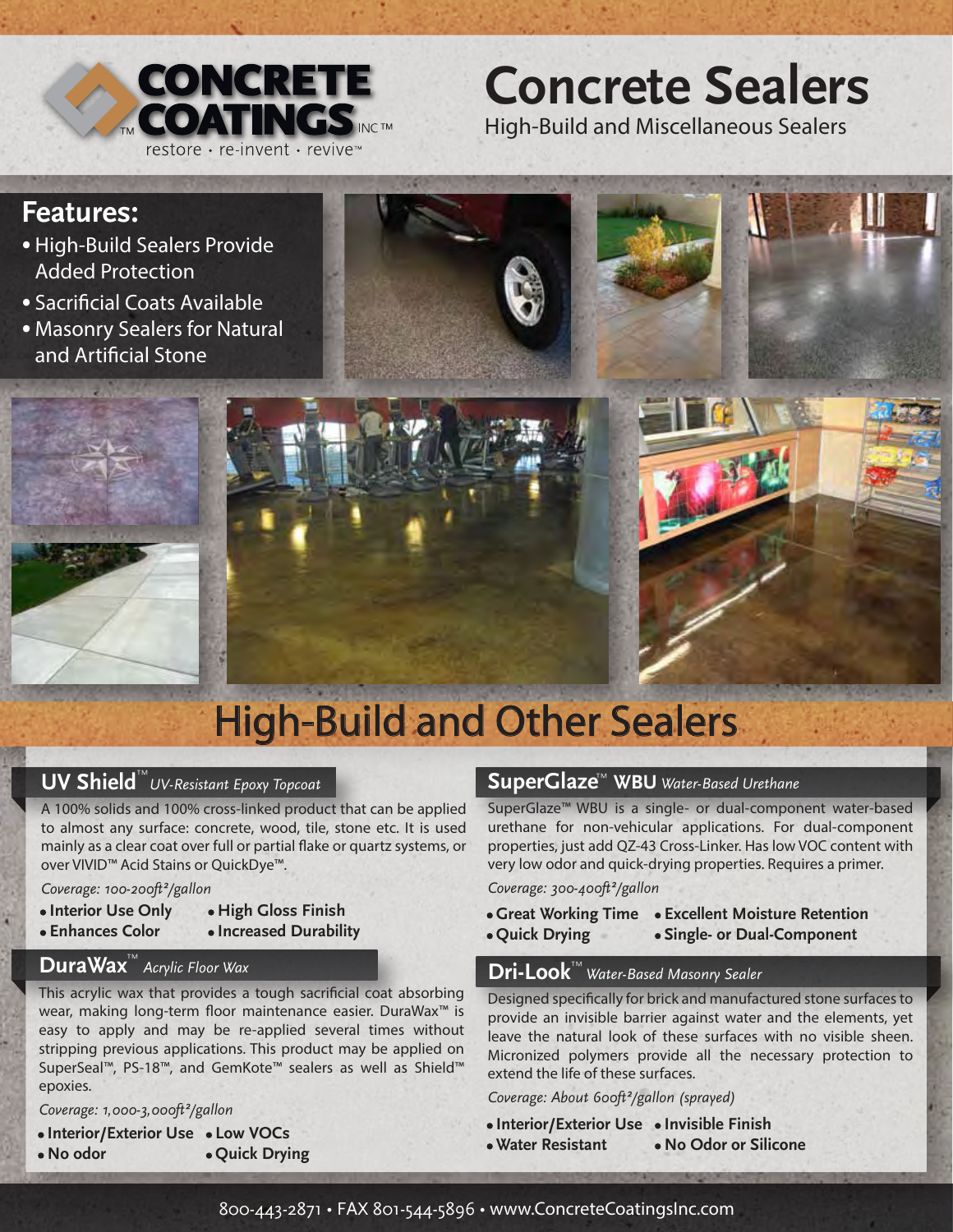# Concrete Sealers

High-Build and Miscellaneous Sealers

CONCRETE COATINGS INC™

restore · re-invent · revive™

## Features:

- High-Build Sealers Provide Added Protection
- Sacrificial Coats Available
- Masonry Sealers for Natural and Artificial Stone

# High-Build and Other Sealers

### UV Shield™ *UV-Resistant Epoxy Topcoat*

A 100% solids and 100% cross-linked product that can be applied to almost any surface: concrete, wood, tile, stone etc. It is used mainly as a clear coat over full or partial flake or quartz systems, or over VIVID™ Acid Stains or QuickDye™.

*Coverage: 100-200ft²/gallon*

- **Interior Use Only**
- **High Gloss Finish**
- **Enhances Color**
- **Increased Durability**

### DuraWax™ *Acrylic Floor Wax*

This acrylic wax that provides a tough sacrificial coat absorbing wear, making long-term floor maintenance easier. DuraWax™ is easy to apply and may be re-applied several times without stripping previous applications. This product may be applied on SuperSeal™, PS-18™, and GemKote™ sealers as well as Shield™ epoxies.

*Coverage: 1,000-3,000ft²/gallon*

- **Interior/Exterior Use**
- **Low VOCs**
- **No odor**
- **Quick Drying**

### SuperGlaze™ WBU *Water-Based Urethane*

SuperGlaze™ WBU is a single- or dual-component water-based urethane for non-vehicular applications. For dual-component properties, just add QZ-43 Cross-Linker. Has low VOC content with very low odor and quick-drying properties. Requires a primer.

*Coverage: 300-400ft²/gallon*

- **Great Working Time**
- **Excellent Moisture Retention**
- **Quick Drying**
- **Single- or Dual-Component**

### Dri-Look™ *Water-Based Masonry Sealer*

Designed specifically for brick and manufactured stone surfaces to provide an invisible barrier against water and the elements, yet leave the natural look of these surfaces with no visible sheen. Micronized polymers provide all the necessary protection to extend the life of these surfaces.

*Coverage: About 600ft²/gallon (sprayed)*

- **Interior/Exterior Use**
- **Invisible Finish**
- **Water Resistant**
- **No Odor or Silicone**

800-443-2871 • FAX 801-544-5896 • www.ConcreteCoatingsInc.com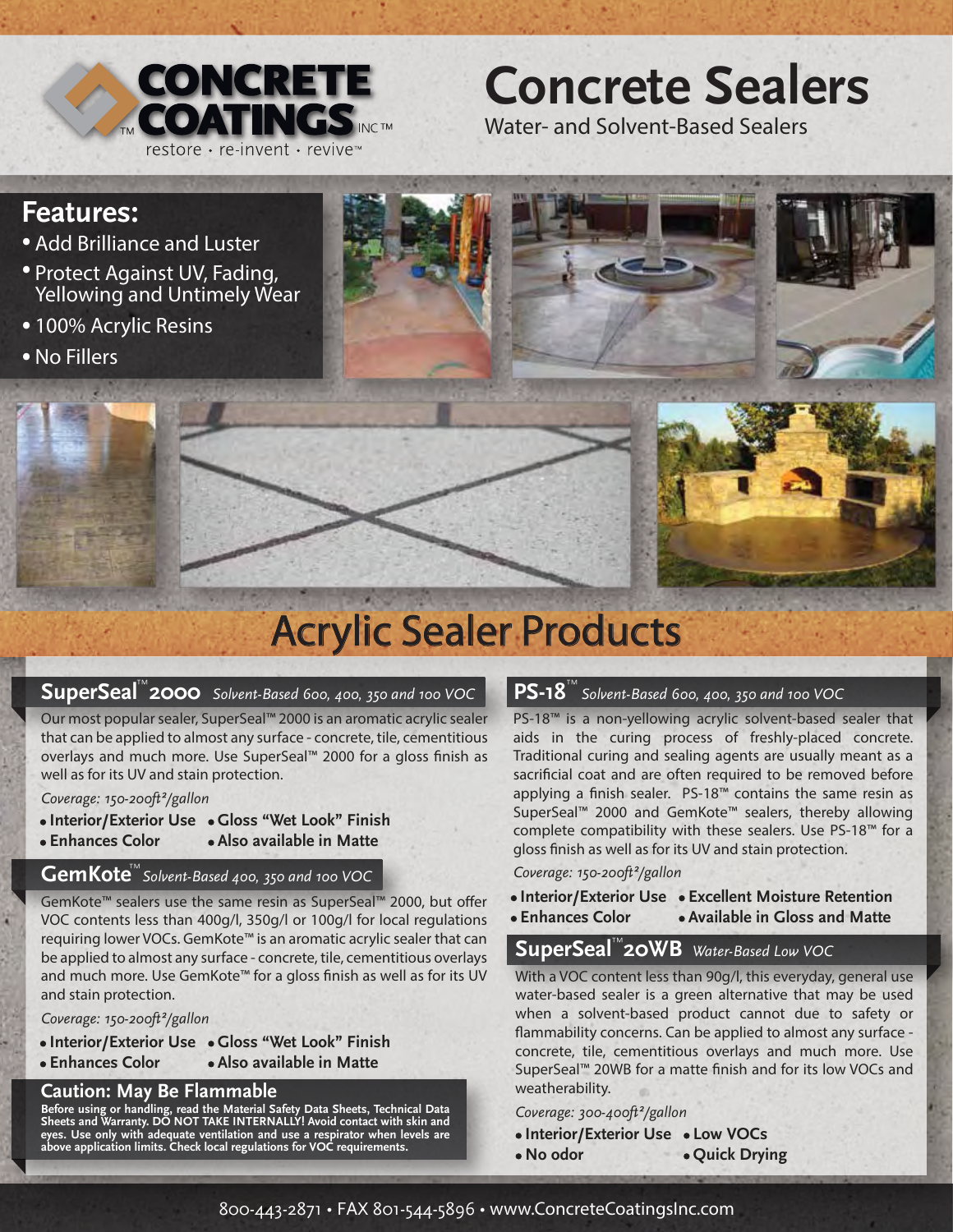# CONCRETE COATINGS INC™

restore · re-invent · revive™

# Concrete Sealers

Water- and Solvent-Based Sealers

## Features:

- Add Brilliance and Luster
- Protect Against UV, Fading, Yellowing and Untimely Wear
- 100% Acrylic Resins
- No Fillers

# Acrylic Sealer Products

### SuperSeal™ 2000 *Solvent-Based 600, 400, 350 and 100 VOC*

Our most popular sealer, SuperSeal™ 2000 is an aromatic acrylic sealer that can be applied to almost any surface - concrete, tile, cementitious overlays and much more. Use SuperSeal™ 2000 for a gloss finish as well as for its UV and stain protection.

*Coverage: 150-200ft²/gallon*

- **Interior/Exterior Use**
- **Gloss "Wet Look" Finish**
- **Enhances Color**
- **Also available in Matte**

### GemKote™ *Solvent-Based 400, 350 and 100 VOC*

GemKote™ sealers use the same resin as SuperSeal™ 2000, but offer VOC contents less than 400g/l, 350g/l or 100g/l for local regulations requiring lower VOCs. GemKote™ is an aromatic acrylic sealer that can be applied to almost any surface - concrete, tile, cementitious overlays and much more. Use GemKote™ for a gloss finish as well as for its UV and stain protection.

*Coverage: 150-200ft²/gallon*

- **Interior/Exterior Use**
- **Gloss "Wet Look" Finish**
- **Enhances Color**
- **Also available in Matte**

### Caution: May Be Flammable

**Before using or handling, read the Material Safety Data Sheets, Technical Data Sheets and Warranty. DO NOT TAKE INTERNALLY! Avoid contact with skin and eyes. Use only with adequate ventilation and use a respirator when levels are above application limits. Check local regulations for VOC requirements.**

### PS-18™ *Solvent-Based 600, 400, 350 and 100 VOC*

PS-18™ is a non-yellowing acrylic solvent-based sealer that aids in the curing process of freshly-placed concrete. Traditional curing and sealing agents are usually meant as a sacrificial coat and are often required to be removed before applying a finish sealer. PS-18™ contains the same resin as SuperSeal™ 2000 and GemKote™ sealers, thereby allowing complete compatibility with these sealers. Use PS-18™ for a gloss finish as well as for its UV and stain protection.

*Coverage: 150-200ft²/gallon*

- **Interior/Exterior Use**
- **Excellent Moisture Retention**
- **Enhances Color**
- **Available in Gloss and Matte**

### SuperSeal™ 20WB *Water-Based Low VOC*

With a VOC content less than 90g/l, this everyday, general use water-based sealer is a green alternative that may be used when a solvent-based product cannot due to safety or flammability concerns. Can be applied to almost any surface - concrete, tile, cementitious overlays and much more. Use SuperSeal™ 20WB for a matte finish and for its low VOCs and weatherability.

*Coverage: 300-400ft²/gallon*

- **Interior/Exterior Use**
- **Low VOCs**
- **No odor**
- **Quick Drying**

800-443-2871 • FAX 801-544-5896 • www.ConcreteCoatingsInc.com